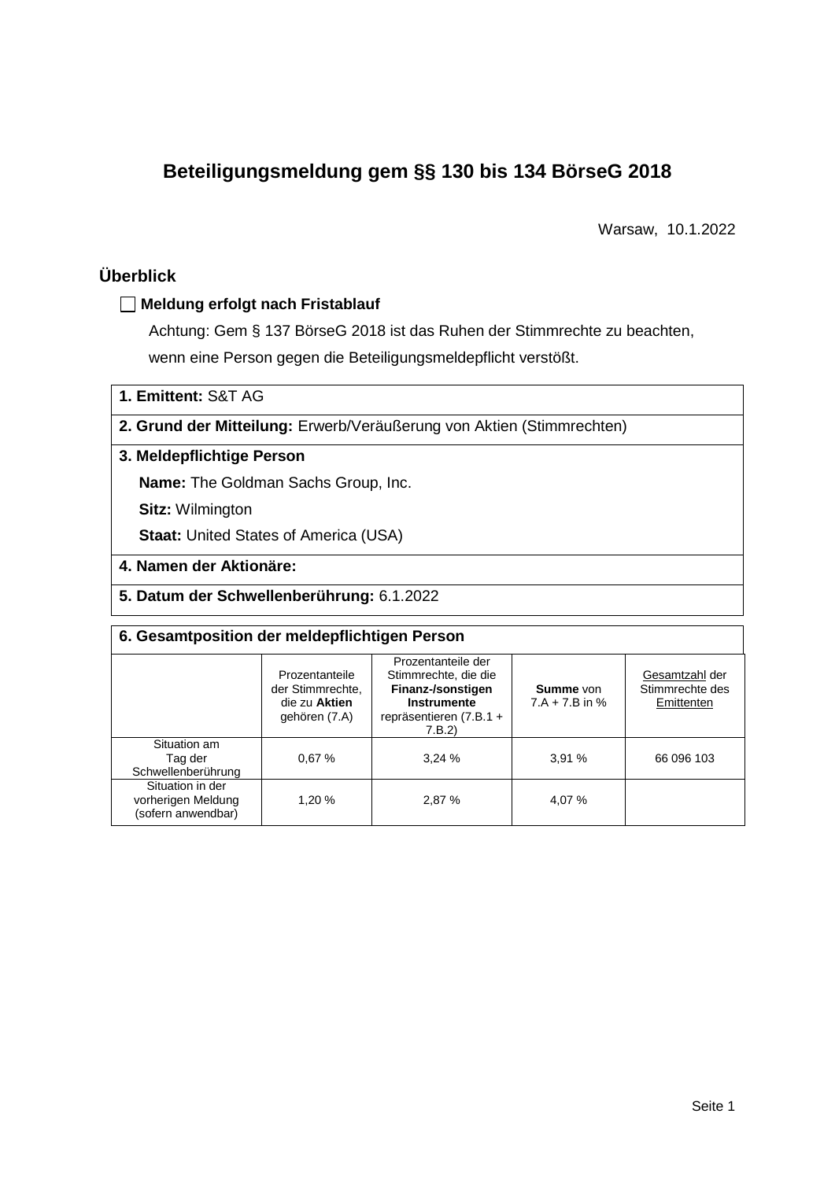# Beteiligungsmeldung gem §§ 130 bis 134 BörseG 2018

Warsaw, 10.1.2022

## Überblick

☐ **Meldung erfolgt nach Fristablauf**

Achtung: Gem § 137 BörseG 2018 ist das Ruhen der Stimmrechte zu beachten, wenn eine Person gegen die Beteiligungsmeldepflicht verstößt.

**1. Emittent:** S&T AG

**2. Grund der Mitteilung:** Erwerb/Veräußerung von Aktien (Stimmrechten)

**3. Meldepflichtige Person**

**Name:** The Goldman Sachs Group, Inc.

**Sitz:** Wilmington

**Staat:** United States of America (USA)

**4. Namen der Aktionäre:**

**5. Datum der Schwellenberührung:** 6.1.2022

**6. Gesamtposition der meldepflichtigen Person**

| | Prozentanteile der Stimmrechte, die zu **Aktien** gehören (7.A) | Prozentanteile der Stimmrechte, die die **Finanz-/sonstigen Instrumente** repräsentieren (7.B.1 + 7.B.2) | **Summe** von 7.A + 7.B in % | Gesamtzahl der Stimmrechte des Emittenten |
|---|---|---|---|---|
| Situation am Tag der Schwellenberührung | 0,67 % | 3,24 % | 3,91 % | 66 096 103 |
| Situation in der vorherigen Meldung (sofern anwendbar) | 1,20 % | 2,87 % | 4,07 % | |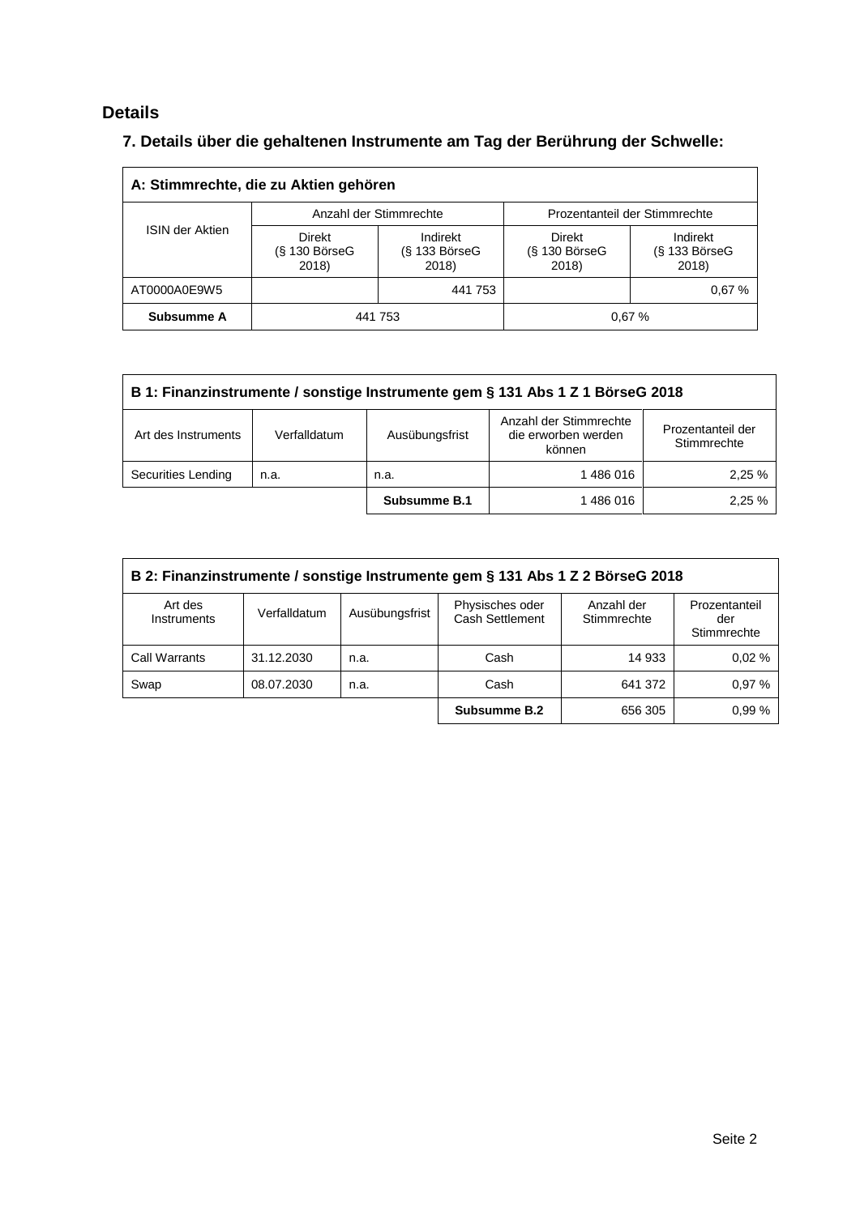## Details

### 7. Details über die gehaltenen Instrumente am Tag der Berührung der Schwelle:

| A: Stimmrechte, die zu Aktien gehören | | | | |
|---|---|---|---|---|
| ISIN der Aktien | Anzahl der Stimmrechte | | Prozentanteil der Stimmrechte | |
| | Direkt (§ 130 BörseG 2018) | Indirekt (§ 133 BörseG 2018) | Direkt (§ 130 BörseG 2018) | Indirekt (§ 133 BörseG 2018) |
| AT0000A0E9W5 | | 441 753 | | 0,67 % |
| **Subsumme A** | 441 753 | | 0,67 % | |

| B 1: Finanzinstrumente / sonstige Instrumente gem § 131 Abs 1 Z 1 BörseG 2018 | | | | |
|---|---|---|---|---|
| Art des Instruments | Verfalldatum | Ausübungsfrist | Anzahl der Stimmrechte die erworben werden können | Prozentanteil der Stimmrechte |
| Securities Lending | n.a. | n.a. | 1 486 016 | 2,25 % |
| | | **Subsumme B.1** | 1 486 016 | 2,25 % |

| B 2: Finanzinstrumente / sonstige Instrumente gem § 131 Abs 1 Z 2 BörseG 2018 | | | | | |
|---|---|---|---|---|---|
| Art des Instruments | Verfalldatum | Ausübungsfrist | Physisches oder Cash Settlement | Anzahl der Stimmrechte | Prozentanteil der Stimmrechte |
| Call Warrants | 31.12.2030 | n.a. | Cash | 14 933 | 0,02 % |
| Swap | 08.07.2030 | n.a. | Cash | 641 372 | 0,97 % |
| | | | **Subsumme B.2** | 656 305 | 0,99 % |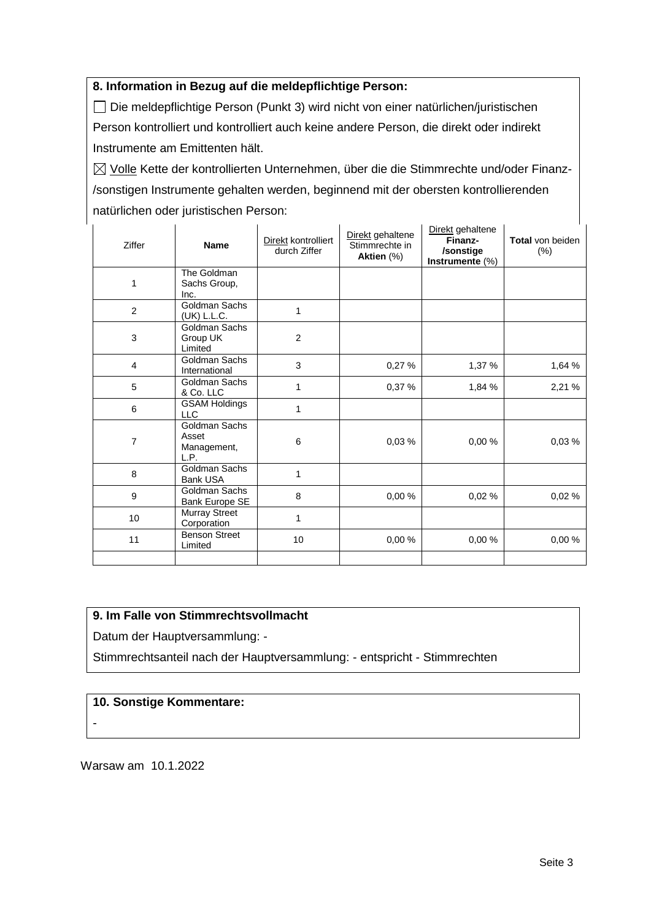**8. Information in Bezug auf die meldepflichtige Person:**

☐ Die meldepflichtige Person (Punkt 3) wird nicht von einer natürlichen/juristischen Person kontrolliert und kontrolliert auch keine andere Person, die direkt oder indirekt Instrumente am Emittenten hält.

☒ Volle Kette der kontrollierten Unternehmen, über die die Stimmrechte und/oder Finanz-/sonstigen Instrumente gehalten werden, beginnend mit der obersten kontrollierenden natürlichen oder juristischen Person:

| Ziffer | **Name** | Direkt kontrolliert durch Ziffer | Direkt gehaltene Stimmrechte in **Aktien** (%) | Direkt gehaltene **Finanz-/sonstige Instrumente** (%) | **Total** von beiden (%) |
|---|---|---|---|---|---|
| 1 | The Goldman Sachs Group, Inc. | | | | |
| 2 | Goldman Sachs (UK) L.L.C. | 1 | | | |
| 3 | Goldman Sachs Group UK Limited | 2 | | | |
| 4 | Goldman Sachs International | 3 | 0,27 % | 1,37 % | 1,64 % |
| 5 | Goldman Sachs & Co. LLC | 1 | 0,37 % | 1,84 % | 2,21 % |
| 6 | GSAM Holdings LLC | 1 | | | |
| 7 | Goldman Sachs Asset Management, L.P. | 6 | 0,03 % | 0,00 % | 0,03 % |
| 8 | Goldman Sachs Bank USA | 1 | | | |
| 9 | Goldman Sachs Bank Europe SE | 8 | 0,00 % | 0,02 % | 0,02 % |
| 10 | Murray Street Corporation | 1 | | | |
| 11 | Benson Street Limited | 10 | 0,00 % | 0,00 % | 0,00 % |
| | | | | | |

**9. Im Falle von Stimmrechtsvollmacht**

Datum der Hauptversammlung: -

Stimmrechtsanteil nach der Hauptversammlung: - entspricht - Stimmrechten

**10. Sonstige Kommentare:**

-

Warsaw am 10.1.2022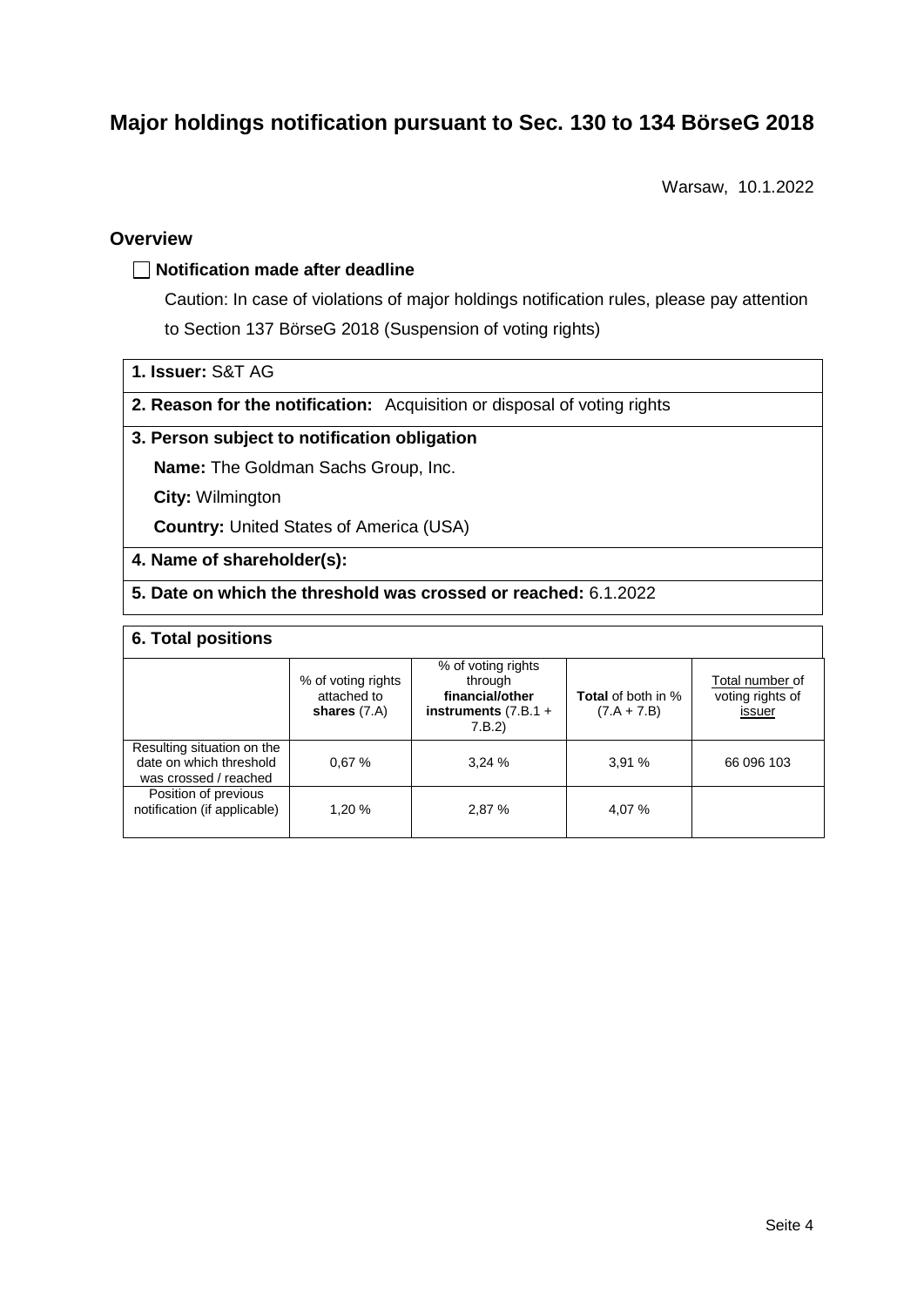# Major holdings notification pursuant to Sec. 130 to 134 BörseG 2018

Warsaw, 10.1.2022

## Overview

☐ **Notification made after deadline**

Caution: In case of violations of major holdings notification rules, please pay attention to Section 137 BörseG 2018 (Suspension of voting rights)

**1. Issuer:** S&T AG

**2. Reason for the notification:** Acquisition or disposal of voting rights

**3. Person subject to notification obligation**

**Name:** The Goldman Sachs Group, Inc.

**City:** Wilmington

**Country:** United States of America (USA)

**4. Name of shareholder(s):**

**5. Date on which the threshold was crossed or reached:** 6.1.2022

**6. Total positions**

| | % of voting rights attached to **shares** (7.A) | % of voting rights through **financial/other instruments** (7.B.1 + 7.B.2) | **Total** of both in % (7.A + 7.B) | Total number of voting rights of issuer |
|---|---|---|---|---|
| Resulting situation on the date on which threshold was crossed / reached | 0,67 % | 3,24 % | 3,91 % | 66 096 103 |
| Position of previous notification (if applicable) | 1,20 % | 2,87 % | 4,07 % | |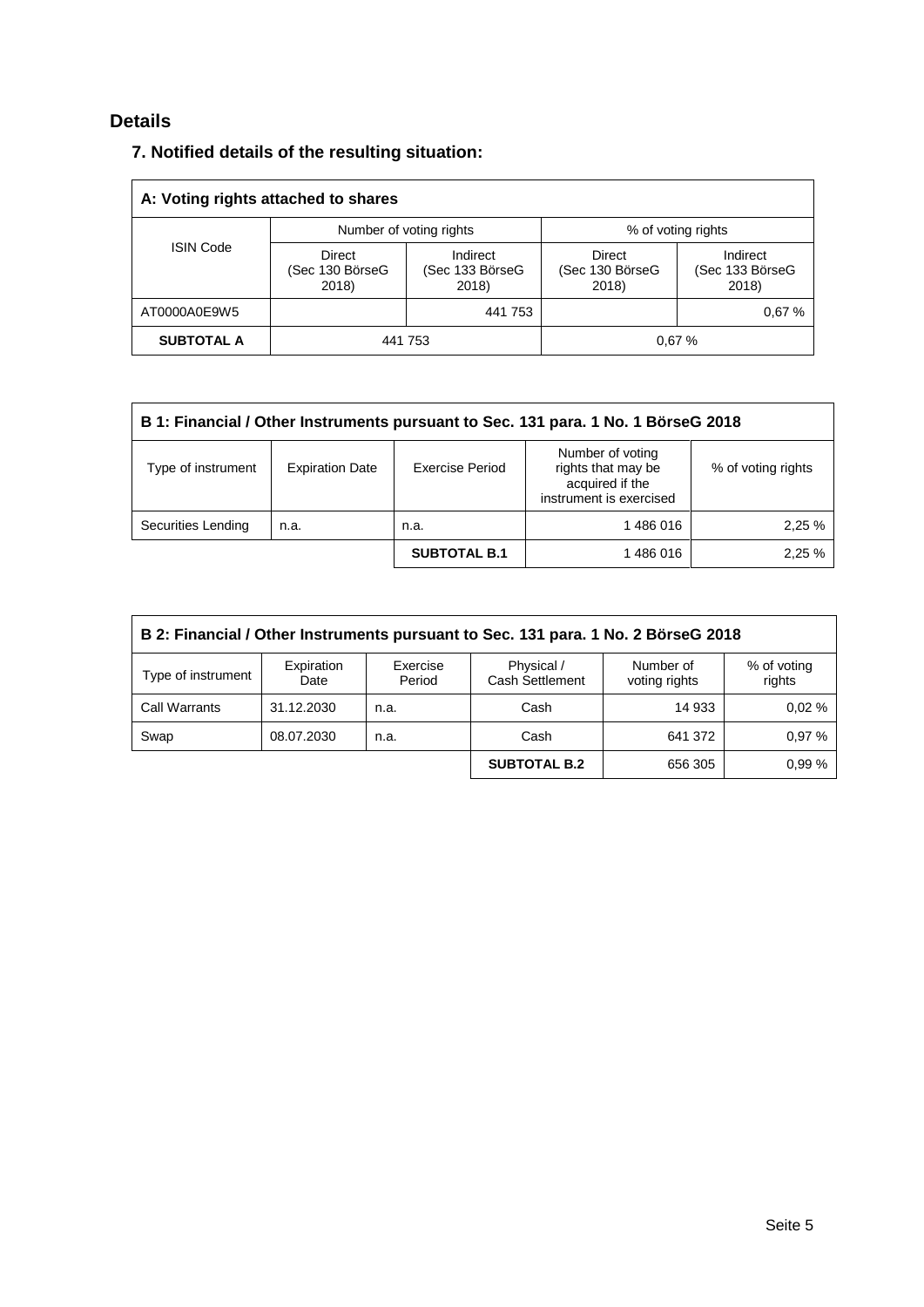## Details

### 7. Notified details of the resulting situation:

| A: Voting rights attached to shares | | | | |
|---|---|---|---|---|
| ISIN Code | Number of voting rights | | % of voting rights | |
| | Direct (Sec 130 BörseG 2018) | Indirect (Sec 133 BörseG 2018) | Direct (Sec 130 BörseG 2018) | Indirect (Sec 133 BörseG 2018) |
| AT0000A0E9W5 | | 441 753 | | 0,67 % |
| **SUBTOTAL A** | 441 753 | | 0,67 % | |

| B 1: Financial / Other Instruments pursuant to Sec. 131 para. 1 No. 1 BörseG 2018 | | | | |
|---|---|---|---|---|
| Type of instrument | Expiration Date | Exercise Period | Number of voting rights that may be acquired if the instrument is exercised | % of voting rights |
| Securities Lending | n.a. | n.a. | 1 486 016 | 2,25 % |
| | | **SUBTOTAL B.1** | 1 486 016 | 2,25 % |

| B 2: Financial / Other Instruments pursuant to Sec. 131 para. 1 No. 2 BörseG 2018 | | | | | |
|---|---|---|---|---|---|
| Type of instrument | Expiration Date | Exercise Period | Physical / Cash Settlement | Number of voting rights | % of voting rights |
| Call Warrants | 31.12.2030 | n.a. | Cash | 14 933 | 0,02 % |
| Swap | 08.07.2030 | n.a. | Cash | 641 372 | 0,97 % |
| | | | **SUBTOTAL B.2** | 656 305 | 0,99 % |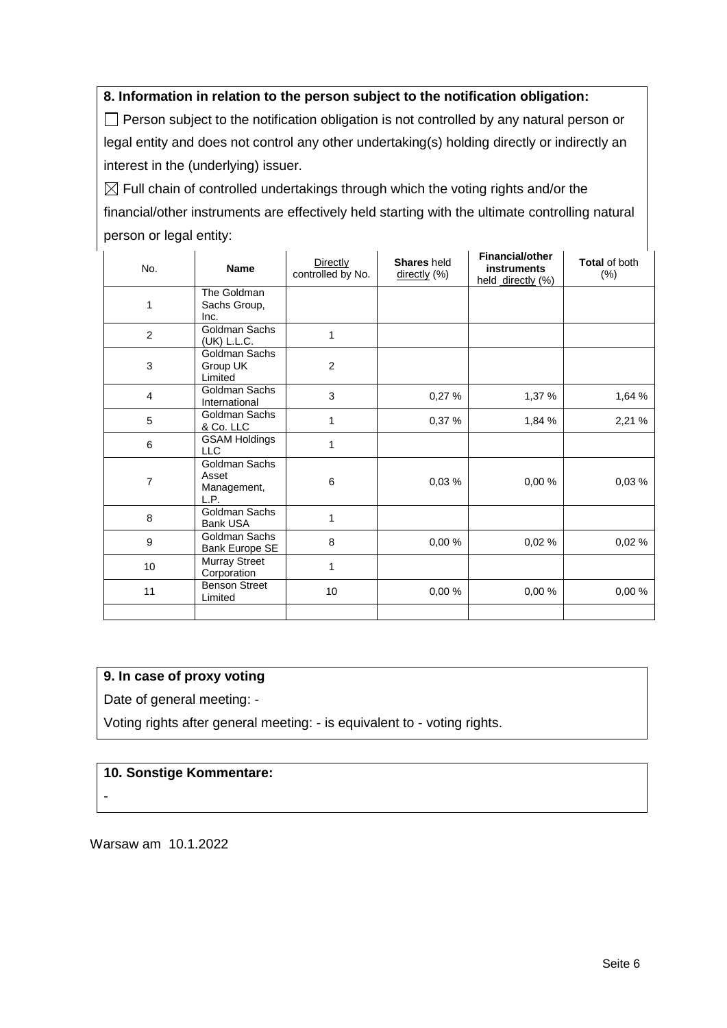**8. Information in relation to the person subject to the notification obligation:**

☐ Person subject to the notification obligation is not controlled by any natural person or legal entity and does not control any other undertaking(s) holding directly or indirectly an interest in the (underlying) issuer.

☒ Full chain of controlled undertakings through which the voting rights and/or the financial/other instruments are effectively held starting with the ultimate controlling natural person or legal entity:

| No. | Name | Directly controlled by No. | Shares held directly (%) | Financial/other instruments held directly (%) | Total of both (%) |
|---|---|---|---|---|---|
| 1 | The Goldman Sachs Group, Inc. | | | | |
| 2 | Goldman Sachs (UK) L.L.C. | 1 | | | |
| 3 | Goldman Sachs Group UK Limited | 2 | | | |
| 4 | Goldman Sachs International | 3 | 0,27 % | 1,37 % | 1,64 % |
| 5 | Goldman Sachs & Co. LLC | 1 | 0,37 % | 1,84 % | 2,21 % |
| 6 | GSAM Holdings LLC | 1 | | | |
| 7 | Goldman Sachs Asset Management, L.P. | 6 | 0,03 % | 0,00 % | 0,03 % |
| 8 | Goldman Sachs Bank USA | 1 | | | |
| 9 | Goldman Sachs Bank Europe SE | 8 | 0,00 % | 0,02 % | 0,02 % |
| 10 | Murray Street Corporation | 1 | | | |
| 11 | Benson Street Limited | 10 | 0,00 % | 0,00 % | 0,00 % |
| | | | | | |

**9. In case of proxy voting**

Date of general meeting: -

Voting rights after general meeting: - is equivalent to - voting rights.

**10. Sonstige Kommentare:**

-

Warsaw am 10.1.2022